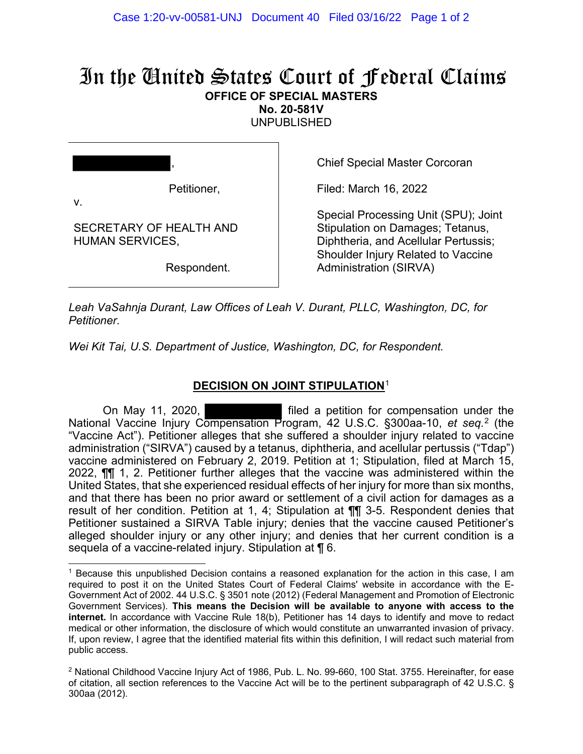# In the United States Court of Federal Claims

**OFFICE OF SPECIAL MASTERS**
**No. 20-581V**
UNPUBLISHED

| | |
|---|---|
| [REDACTED], Petitioner, v. SECRETARY OF HEALTH AND HUMAN SERVICES, Respondent. | Chief Special Master Corcoran<br><br>Filed: March 16, 2022<br><br>Special Processing Unit (SPU); Joint Stipulation on Damages; Tetanus, Diphtheria, and Acellular Pertussis; Shoulder Injury Related to Vaccine Administration (SIRVA) |

*Leah VaSahnja Durant, Law Offices of Leah V. Durant, PLLC, Washington, DC, for Petitioner.*

*Wei Kit Tai, U.S. Department of Justice, Washington, DC, for Respondent.*

## DECISION ON JOINT STIPULATION[1]

On May 11, 2020, [REDACTED] filed a petition for compensation under the National Vaccine Injury Compensation Program, 42 U.S.C. §300aa-10, *et seq.*[2] (the "Vaccine Act"). Petitioner alleges that she suffered a shoulder injury related to vaccine administration ("SIRVA") caused by a tetanus, diphtheria, and acellular pertussis ("Tdap") vaccine administered on February 2, 2019. Petition at 1; Stipulation, filed at March 15, 2022, ¶¶ 1, 2. Petitioner further alleges that the vaccine was administered within the United States, that she experienced residual effects of her injury for more than six months, and that there has been no prior award or settlement of a civil action for damages as a result of her condition. Petition at 1, 4; Stipulation at ¶¶ 3-5. Respondent denies that Petitioner sustained a SIRVA Table injury; denies that the vaccine caused Petitioner's alleged shoulder injury or any other injury; and denies that her current condition is a sequela of a vaccine-related injury. Stipulation at ¶ 6.

---

[1] Because this unpublished Decision contains a reasoned explanation for the action in this case, I am required to post it on the United States Court of Federal Claims' website in accordance with the E-Government Act of 2002. 44 U.S.C. § 3501 note (2012) (Federal Management and Promotion of Electronic Government Services). **This means the Decision will be available to anyone with access to the internet.** In accordance with Vaccine Rule 18(b), Petitioner has 14 days to identify and move to redact medical or other information, the disclosure of which would constitute an unwarranted invasion of privacy. If, upon review, I agree that the identified material fits within this definition, I will redact such material from public access.

[2] National Childhood Vaccine Injury Act of 1986, Pub. L. No. 99-660, 100 Stat. 3755. Hereinafter, for ease of citation, all section references to the Vaccine Act will be to the pertinent subparagraph of 42 U.S.C. § 300aa (2012).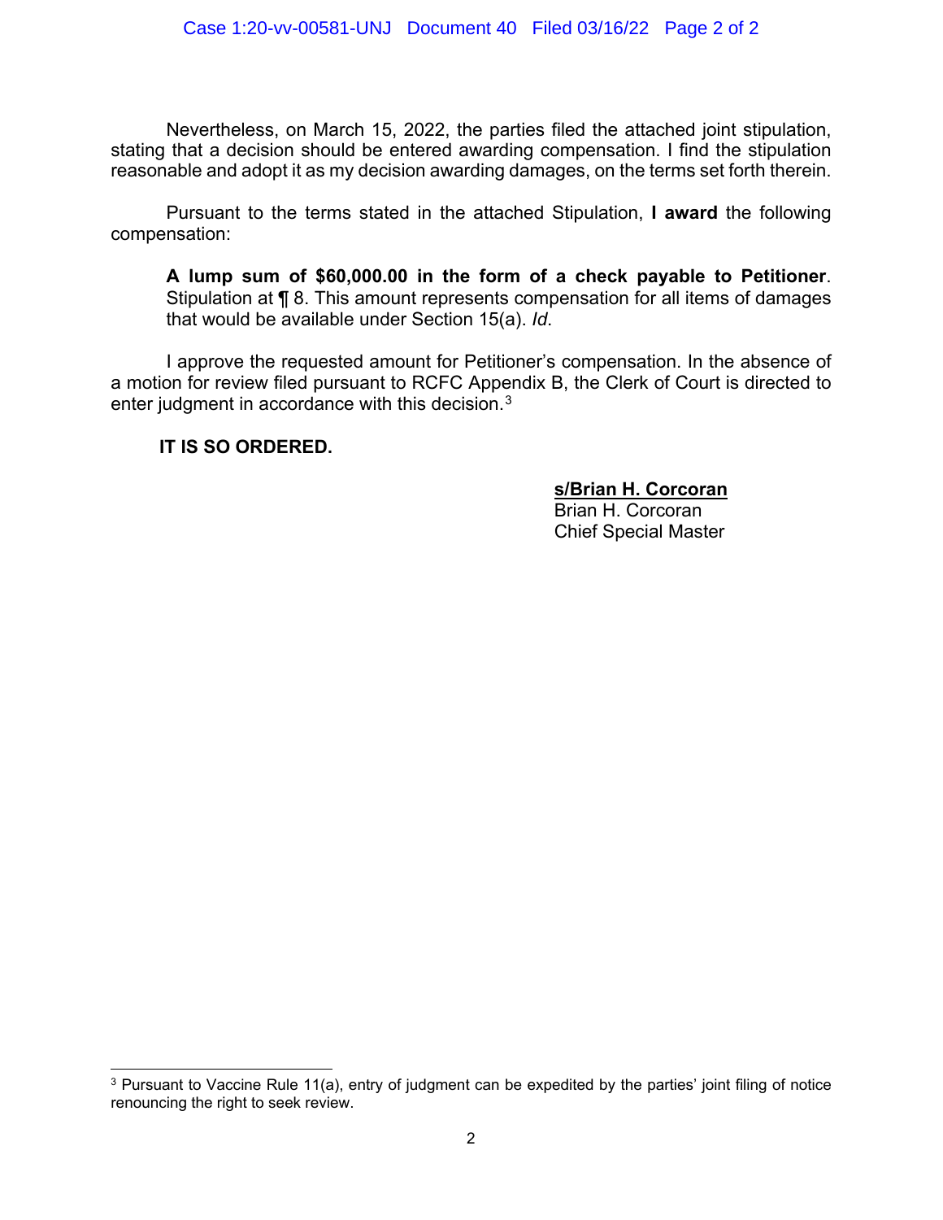Nevertheless, on March 15, 2022, the parties filed the attached joint stipulation, stating that a decision should be entered awarding compensation. I find the stipulation reasonable and adopt it as my decision awarding damages, on the terms set forth therein.

Pursuant to the terms stated in the attached Stipulation, **I award** the following compensation:

> **A lump sum of $60,000.00 in the form of a check payable to Petitioner**. Stipulation at ¶ 8. This amount represents compensation for all items of damages that would be available under Section 15(a). *Id*.

I approve the requested amount for Petitioner's compensation. In the absence of a motion for review filed pursuant to RCFC Appendix B, the Clerk of Court is directed to enter judgment in accordance with this decision.[3]

**IT IS SO ORDERED.**

**s/Brian H. Corcoran**
Brian H. Corcoran
Chief Special Master

---

[3] Pursuant to Vaccine Rule 11(a), entry of judgment can be expedited by the parties' joint filing of notice renouncing the right to seek review.